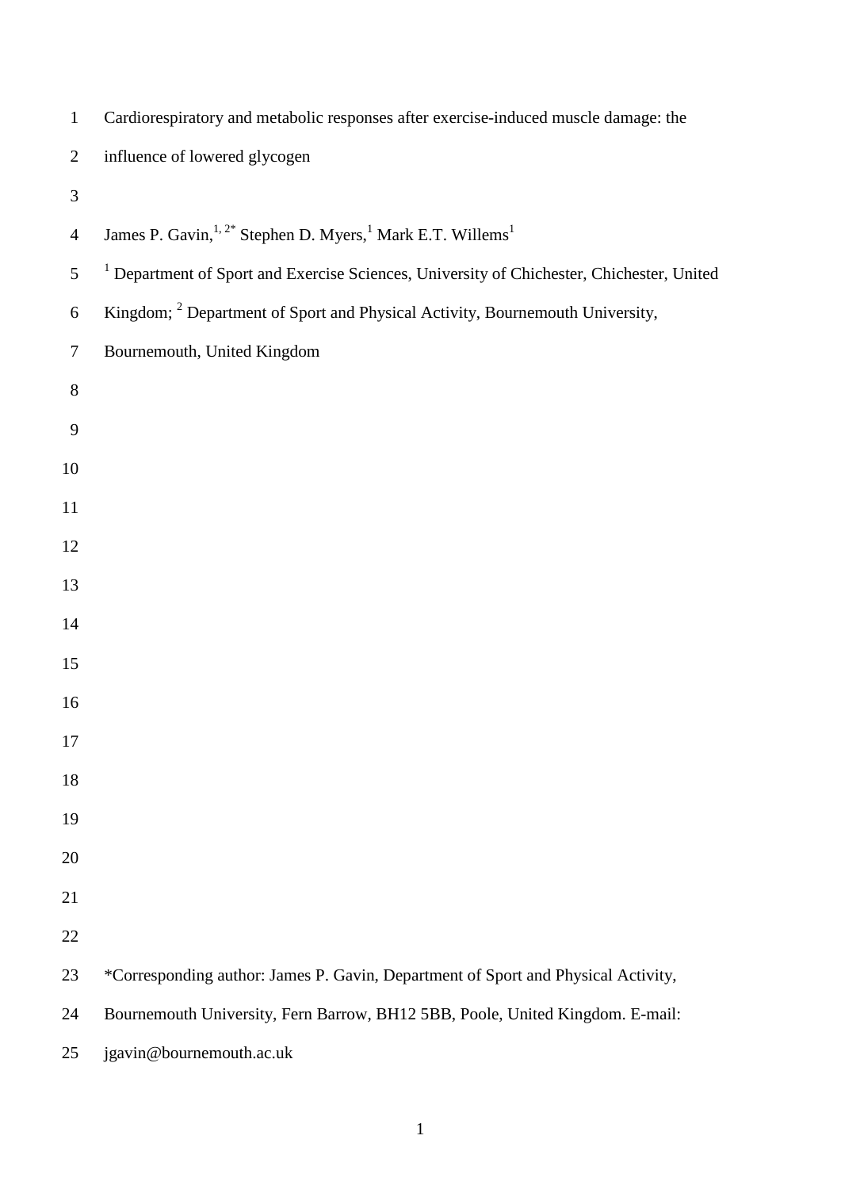# Cardiorespiratory and metabolic responses after exercise-induced muscle damage: the influence of lowered glycogen

James P. Gavin,[1, 2*] Stephen D. Myers,[1] Mark E.T. Willems[1]

[1] Department of Sport and Exercise Sciences, University of Chichester, Chichester, United Kingdom; [2] Department of Sport and Physical Activity, Bournemouth University, Bournemouth, United Kingdom

*Corresponding author: James P. Gavin, Department of Sport and Physical Activity, Bournemouth University, Fern Barrow, BH12 5BB, Poole, United Kingdom. E-mail: jgavin@bournemouth.ac.uk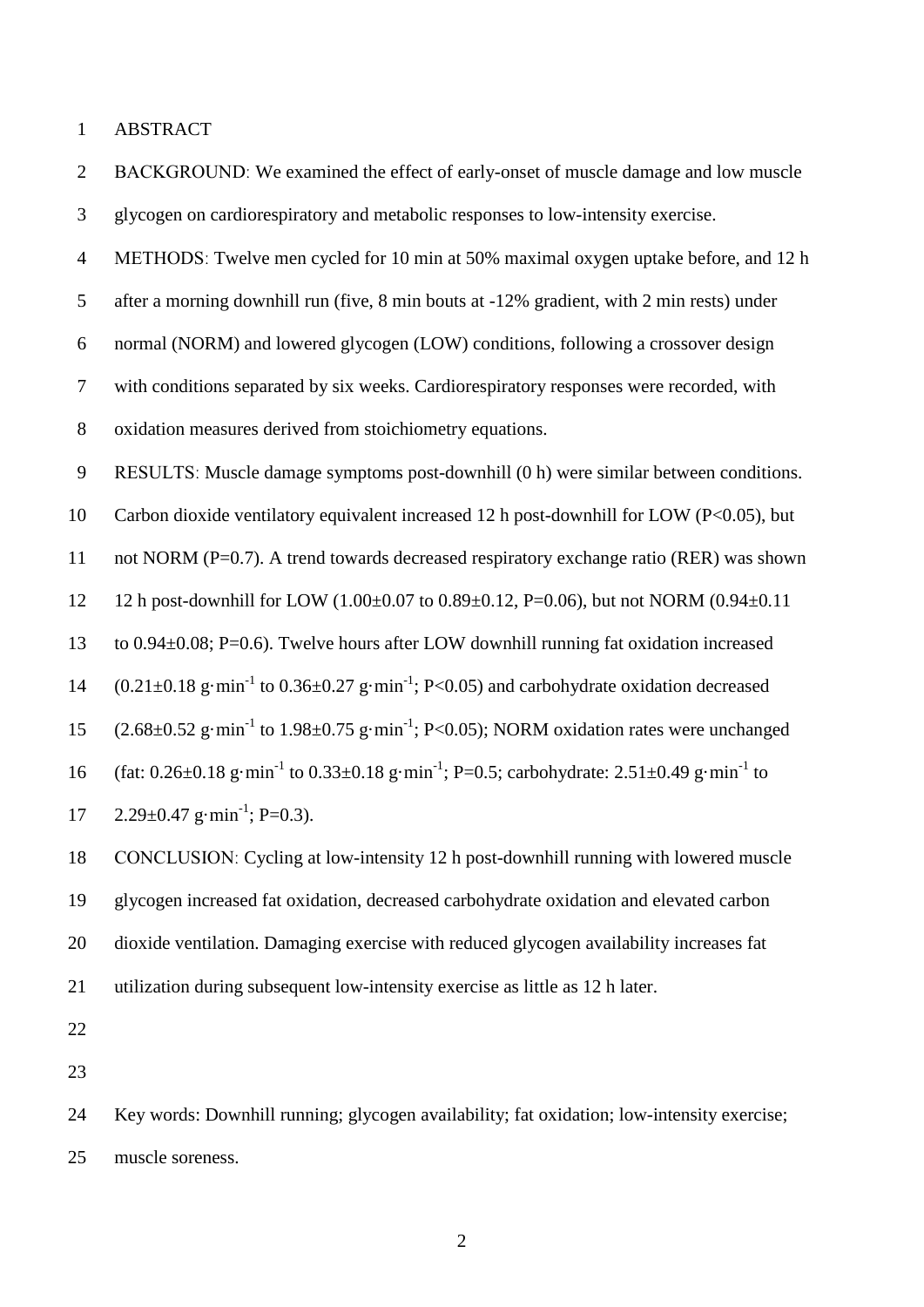# ABSTRACT

BACKGROUND: We examined the effect of early-onset of muscle damage and low muscle glycogen on cardiorespiratory and metabolic responses to low-intensity exercise.

METHODS: Twelve men cycled for 10 min at 50% maximal oxygen uptake before, and 12 h after a morning downhill run (five, 8 min bouts at -12% gradient, with 2 min rests) under normal (NORM) and lowered glycogen (LOW) conditions, following a crossover design with conditions separated by six weeks. Cardiorespiratory responses were recorded, with oxidation measures derived from stoichiometry equations.

RESULTS: Muscle damage symptoms post-downhill (0 h) were similar between conditions. Carbon dioxide ventilatory equivalent increased 12 h post-downhill for LOW ($P<0.05$), but not NORM ($P=0.7$). A trend towards decreased respiratory exchange ratio (RER) was shown 12 h post-downhill for LOW ($1.00\pm0.07$ to $0.89\pm0.12$, $P=0.06$), but not NORM ($0.94\pm0.11$ to $0.94\pm0.08$; $P=0.6$). Twelve hours after LOW downhill running fat oxidation increased ($0.21\pm0.18$ $g\cdot min^{-1}$ to $0.36\pm0.27$ $g\cdot min^{-1}$; $P<0.05$) and carbohydrate oxidation decreased ($2.68\pm0.52$ $g\cdot min^{-1}$ to $1.98\pm0.75$ $g\cdot min^{-1}$; $P<0.05$); NORM oxidation rates were unchanged (fat: $0.26\pm0.18$ $g\cdot min^{-1}$ to $0.33\pm0.18$ $g\cdot min^{-1}$; $P=0.5$; carbohydrate: $2.51\pm0.49$ $g\cdot min^{-1}$ to $2.29\pm0.47$ $g\cdot min^{-1}$; $P=0.3$).

CONCLUSION: Cycling at low-intensity 12 h post-downhill running with lowered muscle glycogen increased fat oxidation, decreased carbohydrate oxidation and elevated carbon dioxide ventilation. Damaging exercise with reduced glycogen availability increases fat utilization during subsequent low-intensity exercise as little as 12 h later.

Key words: Downhill running; glycogen availability; fat oxidation; low-intensity exercise; muscle soreness.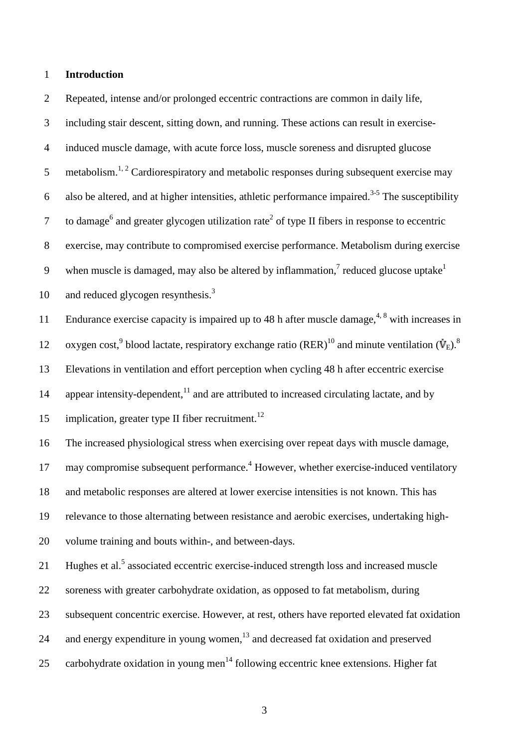## Introduction

Repeated, intense and/or prolonged eccentric contractions are common in daily life, including stair descent, sitting down, and running. These actions can result in exercise-induced muscle damage, with acute force loss, muscle soreness and disrupted glucose metabolism.[1, 2] Cardiorespiratory and metabolic responses during subsequent exercise may also be altered, and at higher intensities, athletic performance impaired.[3-5] The susceptibility to damage[6] and greater glycogen utilization rate[2] of type II fibers in response to eccentric exercise, may contribute to compromised exercise performance. Metabolism during exercise when muscle is damaged, may also be altered by inflammation,[7] reduced glucose uptake[1] and reduced glycogen resynthesis.[3]

Endurance exercise capacity is impaired up to 48 h after muscle damage,[4, 8] with increases in oxygen cost,[9] blood lactate, respiratory exchange ratio (RER)[10] and minute ventilation ($\dot{V}_E$).[8] Elevations in ventilation and effort perception when cycling 48 h after eccentric exercise appear intensity-dependent,[11] and are attributed to increased circulating lactate, and by implication, greater type II fiber recruitment.[12]

The increased physiological stress when exercising over repeat days with muscle damage, may compromise subsequent performance.[4] However, whether exercise-induced ventilatory and metabolic responses are altered at lower exercise intensities is not known. This has relevance to those alternating between resistance and aerobic exercises, undertaking high-volume training and bouts within-, and between-days.

Hughes et al.[5] associated eccentric exercise-induced strength loss and increased muscle soreness with greater carbohydrate oxidation, as opposed to fat metabolism, during subsequent concentric exercise. However, at rest, others have reported elevated fat oxidation and energy expenditure in young women,[13] and decreased fat oxidation and preserved carbohydrate oxidation in young men[14] following eccentric knee extensions. Higher fat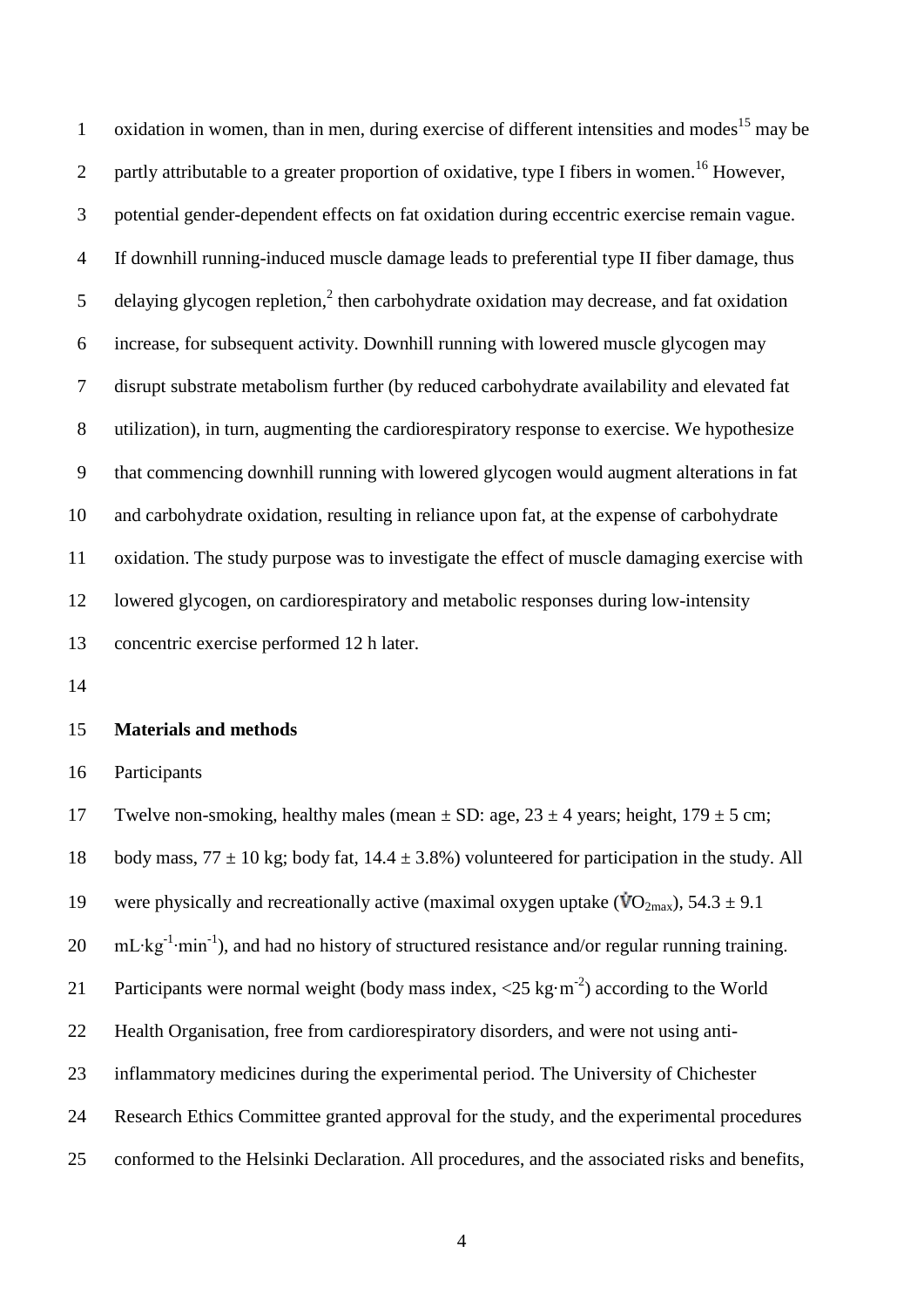oxidation in women, than in men, during exercise of different intensities and modes[15] may be partly attributable to a greater proportion of oxidative, type I fibers in women.[16] However, potential gender-dependent effects on fat oxidation during eccentric exercise remain vague. If downhill running-induced muscle damage leads to preferential type II fiber damage, thus delaying glycogen repletion,[2] then carbohydrate oxidation may decrease, and fat oxidation increase, for subsequent activity. Downhill running with lowered muscle glycogen may disrupt substrate metabolism further (by reduced carbohydrate availability and elevated fat utilization), in turn, augmenting the cardiorespiratory response to exercise. We hypothesize that commencing downhill running with lowered glycogen would augment alterations in fat and carbohydrate oxidation, resulting in reliance upon fat, at the expense of carbohydrate oxidation. The study purpose was to investigate the effect of muscle damaging exercise with lowered glycogen, on cardiorespiratory and metabolic responses during low-intensity concentric exercise performed 12 h later.

## Materials and methods

### Participants

Twelve non-smoking, healthy males (mean ± SD: age, 23 ± 4 years; height, 179 ± 5 cm; body mass, 77 ± 10 kg; body fat, 14.4 ± 3.8%) volunteered for participation in the study. All were physically and recreationally active (maximal oxygen uptake ($\dot{V}O_{2max}$), 54.3 ± 9.1 $mL \cdot kg^{-1} \cdot min^{-1}$), and had no history of structured resistance and/or regular running training. Participants were normal weight (body mass index, <25 $kg \cdot m^{-2}$) according to the World Health Organisation, free from cardiorespiratory disorders, and were not using anti-inflammatory medicines during the experimental period. The University of Chichester Research Ethics Committee granted approval for the study, and the experimental procedures conformed to the Helsinki Declaration. All procedures, and the associated risks and benefits,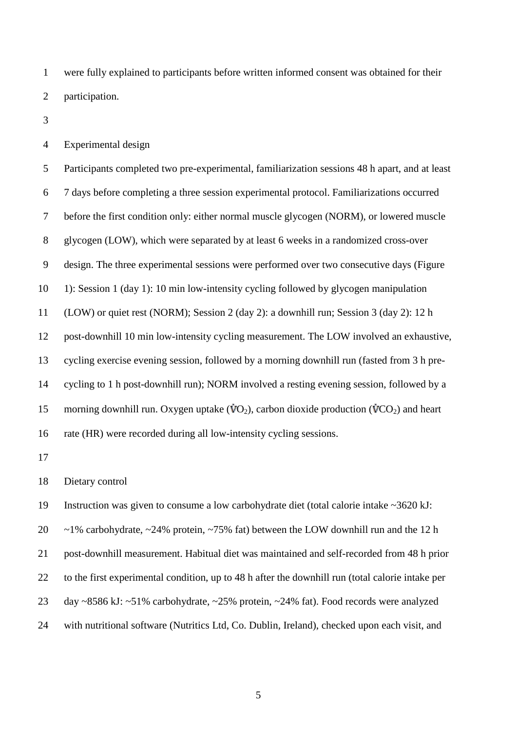were fully explained to participants before written informed consent was obtained for their participation.

## Experimental design

Participants completed two pre-experimental, familiarization sessions 48 h apart, and at least 7 days before completing a three session experimental protocol. Familiarizations occurred before the first condition only: either normal muscle glycogen (NORM), or lowered muscle glycogen (LOW), which were separated by at least 6 weeks in a randomized cross-over design. The three experimental sessions were performed over two consecutive days (Figure 1): Session 1 (day 1): 10 min low-intensity cycling followed by glycogen manipulation (LOW) or quiet rest (NORM); Session 2 (day 2): a downhill run; Session 3 (day 2): 12 h post-downhill 10 min low-intensity cycling measurement. The LOW involved an exhaustive, cycling exercise evening session, followed by a morning downhill run (fasted from 3 h pre-cycling to 1 h post-downhill run); NORM involved a resting evening session, followed by a morning downhill run. Oxygen uptake ($\dot{V}O_2$), carbon dioxide production ($\dot{V}CO_2$) and heart rate (HR) were recorded during all low-intensity cycling sessions.

## Dietary control

Instruction was given to consume a low carbohydrate diet (total calorie intake ~3620 kJ: ~1% carbohydrate, ~24% protein, ~75% fat) between the LOW downhill run and the 12 h post-downhill measurement. Habitual diet was maintained and self-recorded from 48 h prior to the first experimental condition, up to 48 h after the downhill run (total calorie intake per day ~8586 kJ: ~51% carbohydrate, ~25% protein, ~24% fat). Food records were analyzed with nutritional software (Nutritics Ltd, Co. Dublin, Ireland), checked upon each visit, and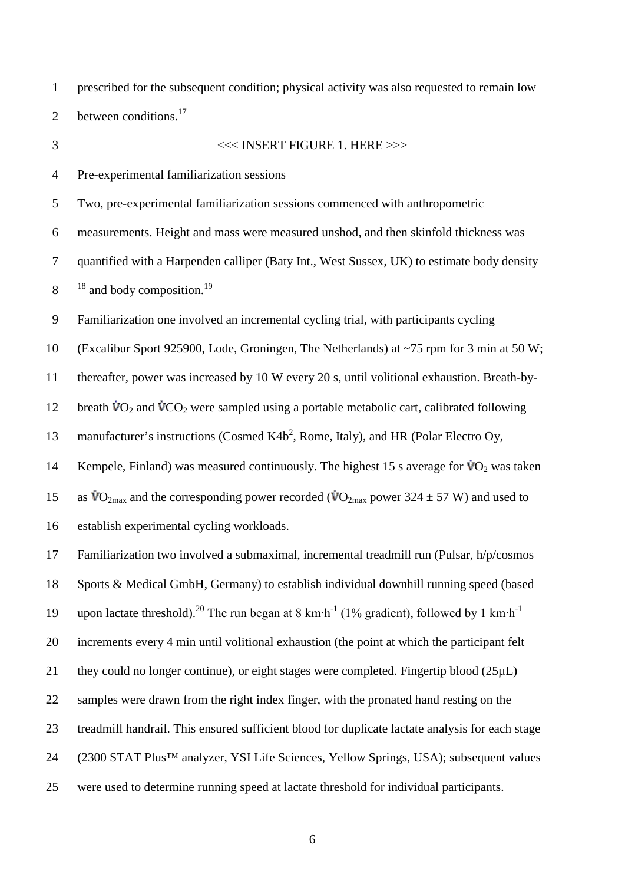prescribed for the subsequent condition; physical activity was also requested to remain low between conditions.[17]

<<< INSERT FIGURE 1. HERE >>>

Pre-experimental familiarization sessions

Two, pre-experimental familiarization sessions commenced with anthropometric measurements. Height and mass were measured unshod, and then skinfold thickness was quantified with a Harpenden calliper (Baty Int., West Sussex, UK) to estimate body density [18] and body composition.[19]

Familiarization one involved an incremental cycling trial, with participants cycling (Excalibur Sport 925900, Lode, Groningen, The Netherlands) at ~75 rpm for 3 min at 50 W; thereafter, power was increased by 10 W every 20 s, until volitional exhaustion. Breath-by-breath $\dot{V}O_2$ and $\dot{V}CO_2$ were sampled using a portable metabolic cart, calibrated following manufacturer's instructions (Cosmed K4b$^2$, Rome, Italy), and HR (Polar Electro Oy, Kempele, Finland) was measured continuously. The highest 15 s average for $\dot{V}O_2$ was taken as $\dot{V}O_{2max}$ and the corresponding power recorded ($\dot{V}O_{2max}$ power 324 ± 57 W) and used to establish experimental cycling workloads.

Familiarization two involved a submaximal, incremental treadmill run (Pulsar, h/p/cosmos Sports & Medical GmbH, Germany) to establish individual downhill running speed (based upon lactate threshold).[20] The run began at 8 km·h$^{-1}$ (1% gradient), followed by 1 km·h$^{-1}$ increments every 4 min until volitional exhaustion (the point at which the participant felt they could no longer continue), or eight stages were completed. Fingertip blood (25µL) samples were drawn from the right index finger, with the pronated hand resting on the treadmill handrail. This ensured sufficient blood for duplicate lactate analysis for each stage (2300 STAT Plus™ analyzer, YSI Life Sciences, Yellow Springs, USA); subsequent values were used to determine running speed at lactate threshold for individual participants.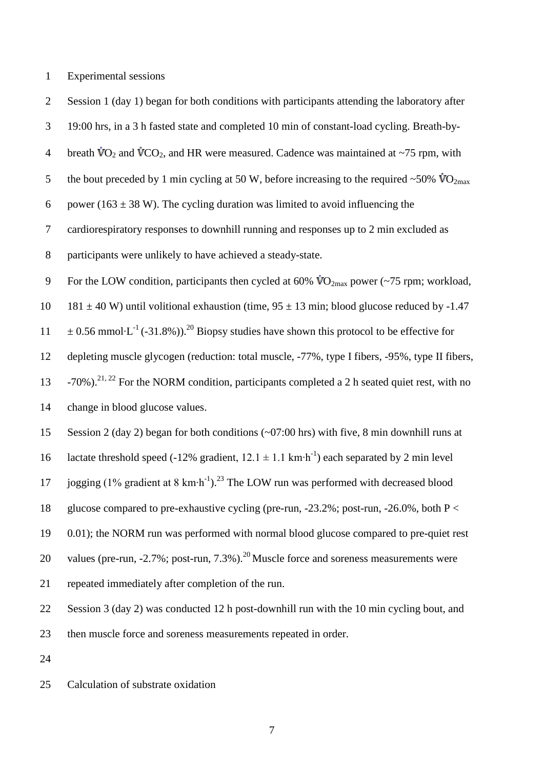## Experimental sessions

Session 1 (day 1) began for both conditions with participants attending the laboratory after 19:00 hrs, in a 3 h fasted state and completed 10 min of constant-load cycling. Breath-by-breath $\dot{V}O_2$ and $\dot{V}CO_2$, and HR were measured. Cadence was maintained at ~75 rpm, with the bout preceded by 1 min cycling at 50 W, before increasing to the required ~50% $\dot{V}O_{2max}$ power (163 ± 38 W). The cycling duration was limited to avoid influencing the cardiorespiratory responses to downhill running and responses up to 2 min excluded as participants were unlikely to have achieved a steady-state.

For the LOW condition, participants then cycled at 60% $\dot{V}O_{2max}$ power (~75 rpm; workload, 181 ± 40 W) until volitional exhaustion (time, 95 ± 13 min; blood glucose reduced by -1.47 ± 0.56 $mmol \cdot L^{-1}$ (-31.8%)).[20] Biopsy studies have shown this protocol to be effective for depleting muscle glycogen (reduction: total muscle, -77%, type I fibers, -95%, type II fibers, -70%).[21, 22] For the NORM condition, participants completed a 2 h seated quiet rest, with no change in blood glucose values.

Session 2 (day 2) began for both conditions (~07:00 hrs) with five, 8 min downhill runs at lactate threshold speed (-12% gradient, 12.1 ± 1.1 $km \cdot h^{-1}$) each separated by 2 min level jogging (1% gradient at 8 $km \cdot h^{-1}$).[23] The LOW run was performed with decreased blood glucose compared to pre-exhaustive cycling (pre-run, -23.2%; post-run, -26.0%, both $P < 0.01$); the NORM run was performed with normal blood glucose compared to pre-quiet rest values (pre-run, -2.7%; post-run, 7.3%).[20] Muscle force and soreness measurements were repeated immediately after completion of the run.

Session 3 (day 2) was conducted 12 h post-downhill run with the 10 min cycling bout, and then muscle force and soreness measurements repeated in order.

## Calculation of substrate oxidation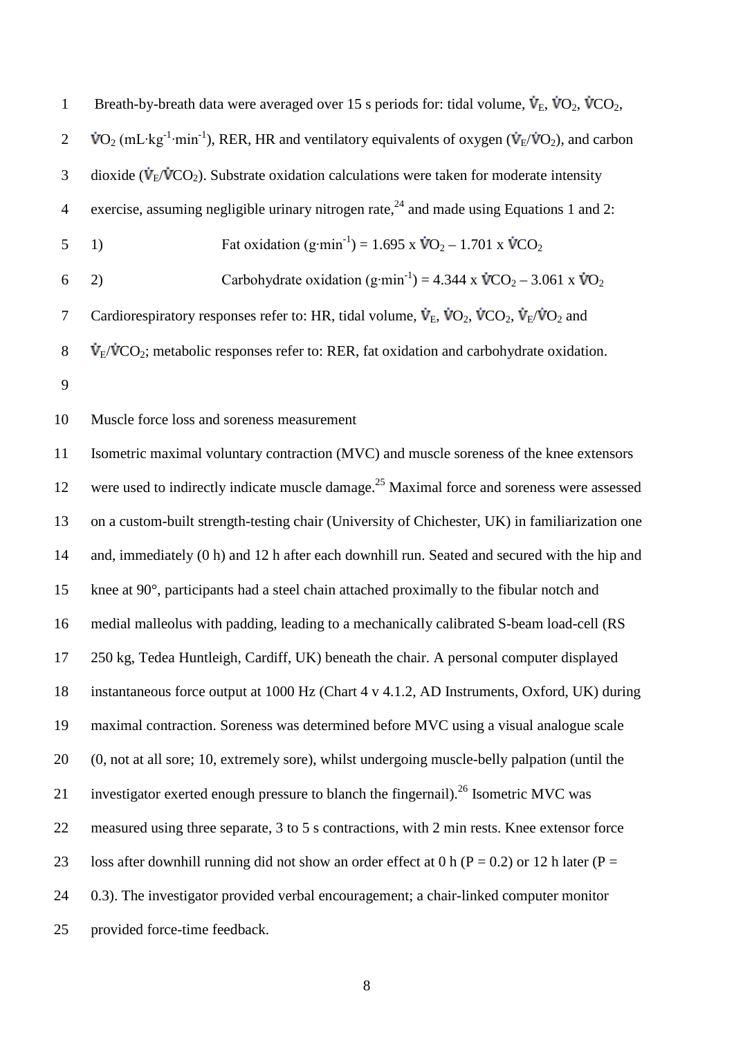Breath-by-breath data were averaged over 15 s periods for: tidal volume, $\dot{V}_E$, $\dot{V}O_2$, $\dot{V}CO_2$, $\dot{V}O_2$ ($mL \cdot kg^{-1} \cdot min^{-1}$), RER, HR and ventilatory equivalents of oxygen ($\dot{V}_E/\dot{V}O_2$), and carbon dioxide ($\dot{V}_E/\dot{V}CO_2$). Substrate oxidation calculations were taken for moderate intensity exercise, assuming negligible urinary nitrogen rate,[24] and made using Equations 1 and 2:

1) $$\text{Fat oxidation } (g \cdot min^{-1}) = 1.695 \times \dot{V}O_2 - 1.701 \times \dot{V}CO_2$$

2) $$\text{Carbohydrate oxidation } (g \cdot min^{-1}) = 4.344 \times \dot{V}CO_2 - 3.061 \times \dot{V}O_2$$

Cardiorespiratory responses refer to: HR, tidal volume, $\dot{V}_E$, $\dot{V}O_2$, $\dot{V}CO_2$, $\dot{V}_E/\dot{V}O_2$ and $\dot{V}_E/\dot{V}CO_2$; metabolic responses refer to: RER, fat oxidation and carbohydrate oxidation.

## Muscle force loss and soreness measurement

Isometric maximal voluntary contraction (MVC) and muscle soreness of the knee extensors were used to indirectly indicate muscle damage.[25] Maximal force and soreness were assessed on a custom-built strength-testing chair (University of Chichester, UK) in familiarization one and, immediately (0 h) and 12 h after each downhill run. Seated and secured with the hip and knee at 90°, participants had a steel chain attached proximally to the fibular notch and medial malleolus with padding, leading to a mechanically calibrated S-beam load-cell (RS 250 kg, Tedea Huntleigh, Cardiff, UK) beneath the chair. A personal computer displayed instantaneous force output at 1000 Hz (Chart 4 v 4.1.2, AD Instruments, Oxford, UK) during maximal contraction. Soreness was determined before MVC using a visual analogue scale (0, not at all sore; 10, extremely sore), whilst undergoing muscle-belly palpation (until the investigator exerted enough pressure to blanch the fingernail).[26] Isometric MVC was measured using three separate, 3 to 5 s contractions, with 2 min rests. Knee extensor force loss after downhill running did not show an order effect at 0 h ($P = 0.2$) or 12 h later ($P = 0.3$). The investigator provided verbal encouragement; a chair-linked computer monitor provided force-time feedback.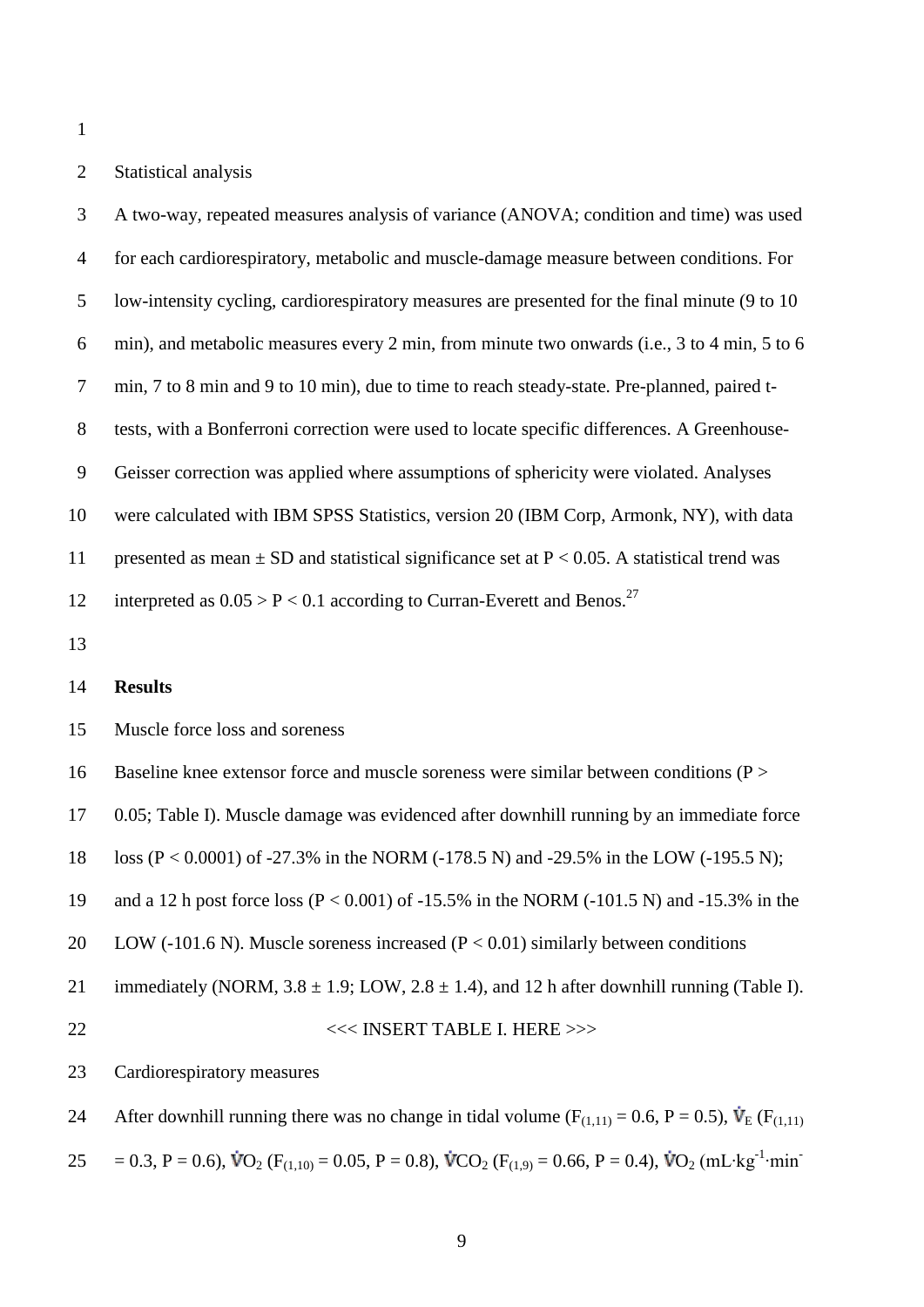Statistical analysis

A two-way, repeated measures analysis of variance (ANOVA; condition and time) was used for each cardiorespiratory, metabolic and muscle-damage measure between conditions. For low-intensity cycling, cardiorespiratory measures are presented for the final minute (9 to 10 min), and metabolic measures every 2 min, from minute two onwards (i.e., 3 to 4 min, 5 to 6 min, 7 to 8 min and 9 to 10 min), due to time to reach steady-state. Pre-planned, paired t-tests, with a Bonferroni correction were used to locate specific differences. A Greenhouse-Geisser correction was applied where assumptions of sphericity were violated. Analyses were calculated with IBM SPSS Statistics, version 20 (IBM Corp, Armonk, NY), with data presented as mean ± SD and statistical significance set at $P < 0.05$. A statistical trend was interpreted as $0.05 > P < 0.1$ according to Curran-Everett and Benos.[27]

## Results

Muscle force loss and soreness

Baseline knee extensor force and muscle soreness were similar between conditions ($P > 0.05$; Table I). Muscle damage was evidenced after downhill running by an immediate force loss ($P < 0.0001$) of -27.3% in the NORM (-178.5 N) and -29.5% in the LOW (-195.5 N); and a 12 h post force loss ($P < 0.001$) of -15.5% in the NORM (-101.5 N) and -15.3% in the LOW (-101.6 N). Muscle soreness increased ($P < 0.01$) similarly between conditions immediately (NORM, 3.8 ± 1.9; LOW, 2.8 ± 1.4), and 12 h after downhill running (Table I).

<<< INSERT TABLE I. HERE >>>

Cardiorespiratory measures

After downhill running there was no change in tidal volume ($F_{(1,11)} = 0.6$, $P = 0.5$), $\dot{V}_E$ ($F_{(1,11)} = 0.3$, $P = 0.6$), $\dot{V}O_2$ ($F_{(1,10)} = 0.05$, $P = 0.8$), $\dot{V}CO_2$ ($F_{(1,9)} = 0.66$, $P = 0.4$), $\dot{V}O_2$ (mL·kg$^{-1}$·min$^{-}$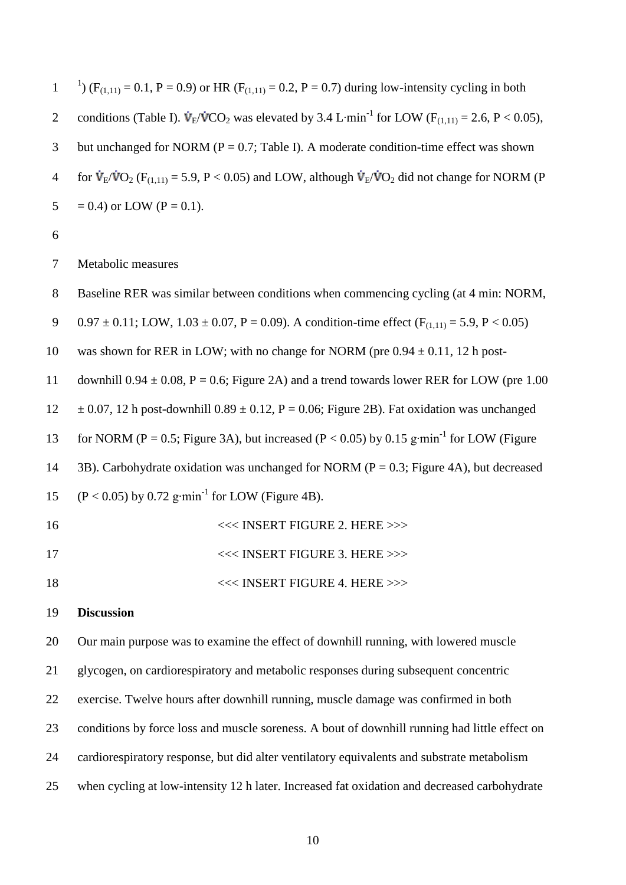[1]) ($F_{(1,11)} = 0.1$, $P = 0.9$) or HR ($F_{(1,11)} = 0.2$, $P = 0.7$) during low-intensity cycling in both conditions (Table I). $\dot{V}_E/\dot{V}CO_2$ was elevated by 3.4 L·min$^{-1}$ for LOW ($F_{(1,11)} = 2.6$, $P < 0.05$), but unchanged for NORM ($P = 0.7$; Table I). A moderate condition-time effect was shown for $\dot{V}_E/\dot{V}O_2$ ($F_{(1,11)} = 5.9$, $P < 0.05$) and LOW, although $\dot{V}_E/\dot{V}O_2$ did not change for NORM ($P = 0.4$) or LOW ($P = 0.1$).

Metabolic measures

Baseline RER was similar between conditions when commencing cycling (at 4 min: NORM, 0.97 ± 0.11; LOW, 1.03 ± 0.07, $P = 0.09$). A condition-time effect ($F_{(1,11)} = 5.9$, $P < 0.05$) was shown for RER in LOW; with no change for NORM (pre 0.94 ± 0.11, 12 h post-downhill 0.94 ± 0.08, $P = 0.6$; Figure 2A) and a trend towards lower RER for LOW (pre 1.00 ± 0.07, 12 h post-downhill 0.89 ± 0.12, $P = 0.06$; Figure 2B). Fat oxidation was unchanged for NORM ($P = 0.5$; Figure 3A), but increased ($P < 0.05$) by 0.15 g·min$^{-1}$ for LOW (Figure 3B). Carbohydrate oxidation was unchanged for NORM ($P = 0.3$; Figure 4A), but decreased ($P < 0.05$) by 0.72 g·min$^{-1}$ for LOW (Figure 4B).

<<< INSERT FIGURE 2. HERE >>>

<<< INSERT FIGURE 3. HERE >>>

<<< INSERT FIGURE 4. HERE >>>

## Discussion

Our main purpose was to examine the effect of downhill running, with lowered muscle glycogen, on cardiorespiratory and metabolic responses during subsequent concentric exercise. Twelve hours after downhill running, muscle damage was confirmed in both conditions by force loss and muscle soreness. A bout of downhill running had little effect on cardiorespiratory response, but did alter ventilatory equivalents and substrate metabolism when cycling at low-intensity 12 h later. Increased fat oxidation and decreased carbohydrate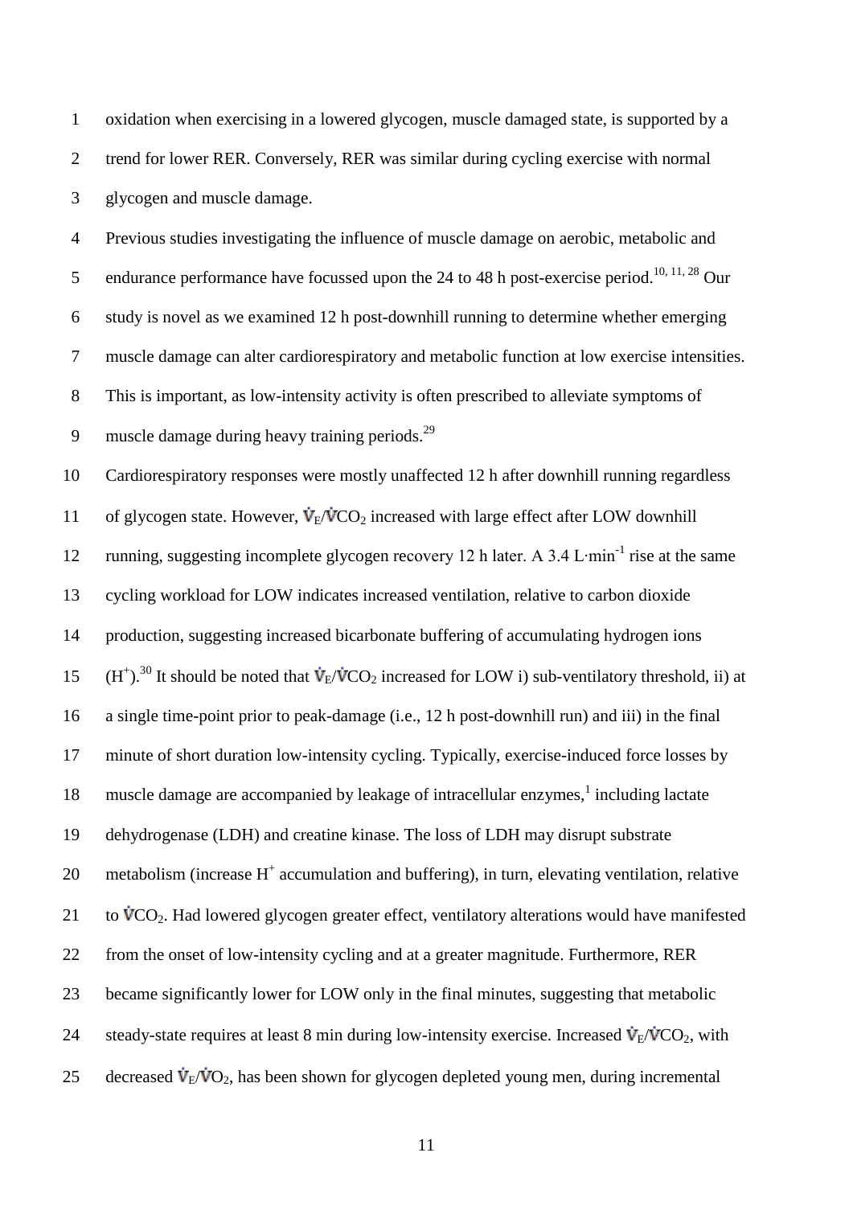oxidation when exercising in a lowered glycogen, muscle damaged state, is supported by a trend for lower RER. Conversely, RER was similar during cycling exercise with normal glycogen and muscle damage.

Previous studies investigating the influence of muscle damage on aerobic, metabolic and endurance performance have focussed upon the 24 to 48 h post-exercise period.[10, 11, 28] Our study is novel as we examined 12 h post-downhill running to determine whether emerging muscle damage can alter cardiorespiratory and metabolic function at low exercise intensities. This is important, as low-intensity activity is often prescribed to alleviate symptoms of muscle damage during heavy training periods.[29]

Cardiorespiratory responses were mostly unaffected 12 h after downhill running regardless of glycogen state. However, $\dot{V}_E/\dot{V}CO_2$ increased with large effect after LOW downhill running, suggesting incomplete glycogen recovery 12 h later. A 3.4 L·min$^{-1}$ rise at the same cycling workload for LOW indicates increased ventilation, relative to carbon dioxide production, suggesting increased bicarbonate buffering of accumulating hydrogen ions ($H^+$).[30] It should be noted that $\dot{V}_E/\dot{V}CO_2$ increased for LOW i) sub-ventilatory threshold, ii) at a single time-point prior to peak-damage (i.e., 12 h post-downhill run) and iii) in the final minute of short duration low-intensity cycling. Typically, exercise-induced force losses by muscle damage are accompanied by leakage of intracellular enzymes,[1] including lactate dehydrogenase (LDH) and creatine kinase. The loss of LDH may disrupt substrate metabolism (increase $H^+$ accumulation and buffering), in turn, elevating ventilation, relative to $\dot{V}CO_2$. Had lowered glycogen greater effect, ventilatory alterations would have manifested from the onset of low-intensity cycling and at a greater magnitude. Furthermore, RER became significantly lower for LOW only in the final minutes, suggesting that metabolic steady-state requires at least 8 min during low-intensity exercise. Increased $\dot{V}_E/\dot{V}CO_2$, with decreased $\dot{V}_E/\dot{V}O_2$, has been shown for glycogen depleted young men, during incremental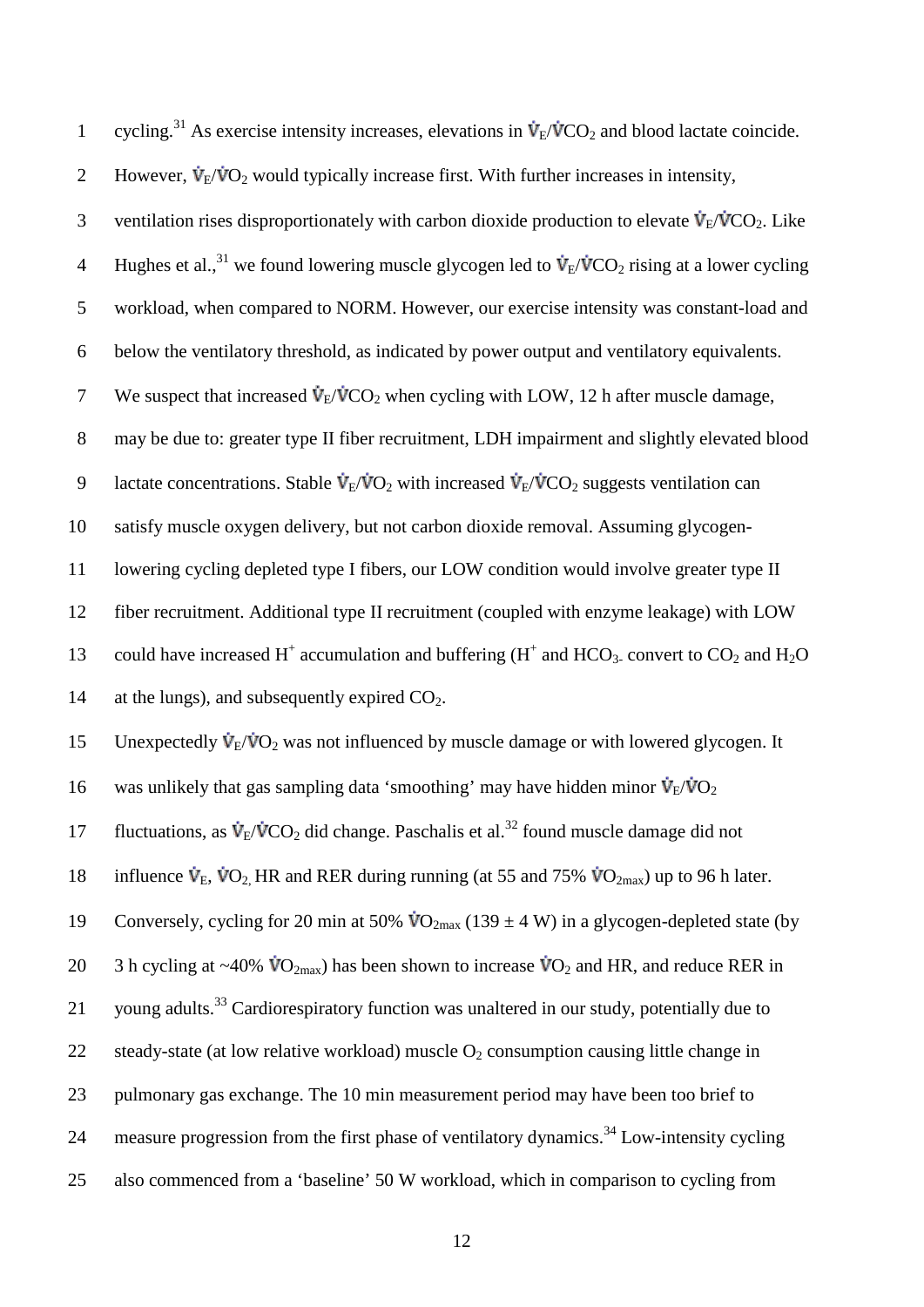cycling.[31] As exercise intensity increases, elevations in $\dot{V}_E/\dot{V}CO_2$ and blood lactate coincide. However, $\dot{V}_E/\dot{V}O_2$ would typically increase first. With further increases in intensity, ventilation rises disproportionately with carbon dioxide production to elevate $\dot{V}_E/\dot{V}CO_2$. Like Hughes et al.,[31] we found lowering muscle glycogen led to $\dot{V}_E/\dot{V}CO_2$ rising at a lower cycling workload, when compared to NORM. However, our exercise intensity was constant-load and below the ventilatory threshold, as indicated by power output and ventilatory equivalents. We suspect that increased $\dot{V}_E/\dot{V}CO_2$ when cycling with LOW, 12 h after muscle damage, may be due to: greater type II fiber recruitment, LDH impairment and slightly elevated blood lactate concentrations. Stable $\dot{V}_E/\dot{V}O_2$ with increased $\dot{V}_E/\dot{V}CO_2$ suggests ventilation can satisfy muscle oxygen delivery, but not carbon dioxide removal. Assuming glycogen-lowering cycling depleted type I fibers, our LOW condition would involve greater type II fiber recruitment. Additional type II recruitment (coupled with enzyme leakage) with LOW could have increased $H^+$ accumulation and buffering ($H^+$ and $HCO_{3-}$ convert to $CO_2$ and $H_2O$ at the lungs), and subsequently expired $CO_2$.

Unexpectedly $\dot{V}_E/\dot{V}O_2$ was not influenced by muscle damage or with lowered glycogen. It was unlikely that gas sampling data 'smoothing' may have hidden minor $\dot{V}_E/\dot{V}O_2$ fluctuations, as $\dot{V}_E/\dot{V}CO_2$ did change. Paschalis et al.[32] found muscle damage did not influence $\dot{V}_E$, $\dot{V}O_2$, HR and RER during running (at 55 and 75% $\dot{V}O_{2max}$) up to 96 h later. Conversely, cycling for 20 min at 50% $\dot{V}O_{2max}$ (139 ± 4 W) in a glycogen-depleted state (by 3 h cycling at ~40% $\dot{V}O_{2max}$) has been shown to increase $\dot{V}O_2$ and HR, and reduce RER in young adults.[33] Cardiorespiratory function was unaltered in our study, potentially due to steady-state (at low relative workload) muscle $O_2$ consumption causing little change in pulmonary gas exchange. The 10 min measurement period may have been too brief to measure progression from the first phase of ventilatory dynamics.[34] Low-intensity cycling also commenced from a 'baseline' 50 W workload, which in comparison to cycling from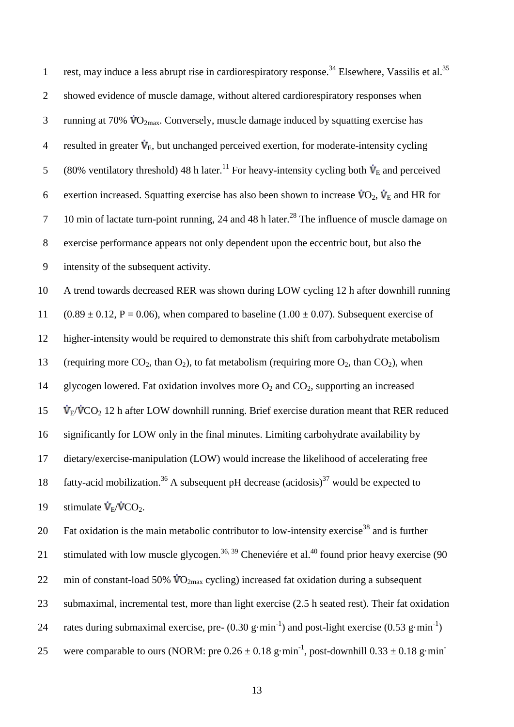rest, may induce a less abrupt rise in cardiorespiratory response.[34] Elsewhere, Vassilis et al.[35] showed evidence of muscle damage, without altered cardiorespiratory responses when running at 70% $\dot{V}O_{2max}$. Conversely, muscle damage induced by squatting exercise has resulted in greater $\dot{V}_E$, but unchanged perceived exertion, for moderate-intensity cycling (80% ventilatory threshold) 48 h later.[11] For heavy-intensity cycling both $\dot{V}_E$ and perceived exertion increased. Squatting exercise has also been shown to increase $\dot{V}O_2$, $\dot{V}_E$ and HR for 10 min of lactate turn-point running, 24 and 48 h later.[28] The influence of muscle damage on exercise performance appears not only dependent upon the eccentric bout, but also the intensity of the subsequent activity.

A trend towards decreased RER was shown during LOW cycling 12 h after downhill running ($0.89 \pm 0.12$, $P = 0.06$), when compared to baseline ($1.00 \pm 0.07$). Subsequent exercise of higher-intensity would be required to demonstrate this shift from carbohydrate metabolism (requiring more $CO_2$, than $O_2$), to fat metabolism (requiring more $O_2$, than $CO_2$), when glycogen lowered. Fat oxidation involves more $O_2$ and $CO_2$, supporting an increased $\dot{V}_E/\dot{V}CO_2$ 12 h after LOW downhill running. Brief exercise duration meant that RER reduced significantly for LOW only in the final minutes. Limiting carbohydrate availability by dietary/exercise-manipulation (LOW) would increase the likelihood of accelerating free fatty-acid mobilization.[36] A subsequent pH decrease (acidosis)[37] would be expected to stimulate $\dot{V}_E/\dot{V}CO_2$.

Fat oxidation is the main metabolic contributor to low-intensity exercise[38] and is further stimulated with low muscle glycogen.[36, 39] Cheneviére et al.[40] found prior heavy exercise (90 min of constant-load 50% $\dot{V}O_{2max}$ cycling) increased fat oxidation during a subsequent submaximal, incremental test, more than light exercise (2.5 h seated rest). Their fat oxidation rates during submaximal exercise, pre- ($0.30\ g \cdot min^{-1}$) and post-light exercise ($0.53\ g \cdot min^{-1}$) were comparable to ours (NORM: pre $0.26 \pm 0.18\ g \cdot min^{-1}$, post-downhill $0.33 \pm 0.18\ g \cdot min^{-}$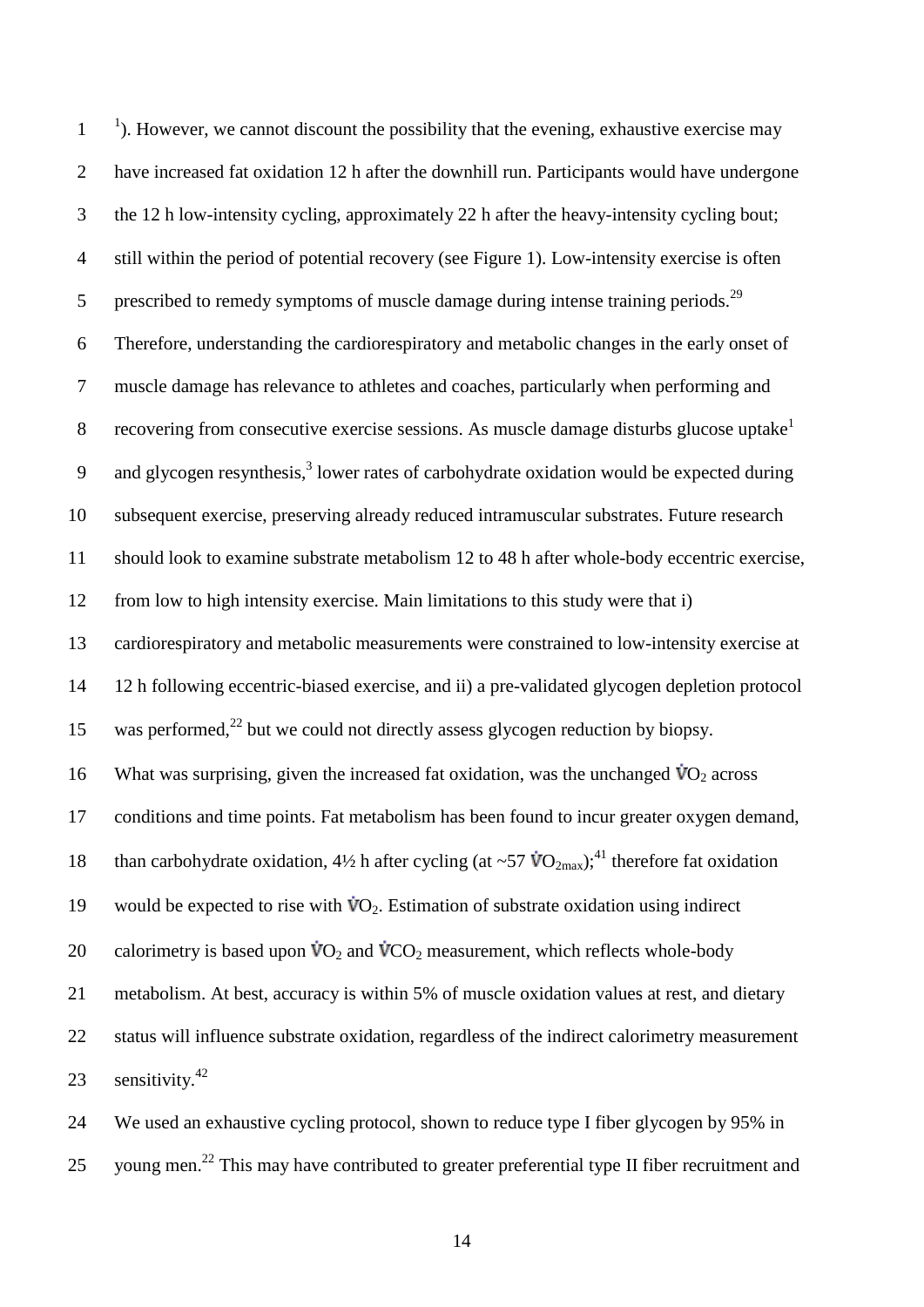[1]). However, we cannot discount the possibility that the evening, exhaustive exercise may have increased fat oxidation 12 h after the downhill run. Participants would have undergone the 12 h low-intensity cycling, approximately 22 h after the heavy-intensity cycling bout; still within the period of potential recovery (see Figure 1). Low-intensity exercise is often prescribed to remedy symptoms of muscle damage during intense training periods.[29] Therefore, understanding the cardiorespiratory and metabolic changes in the early onset of muscle damage has relevance to athletes and coaches, particularly when performing and recovering from consecutive exercise sessions. As muscle damage disturbs glucose uptake[1] and glycogen resynthesis,[3] lower rates of carbohydrate oxidation would be expected during subsequent exercise, preserving already reduced intramuscular substrates. Future research should look to examine substrate metabolism 12 to 48 h after whole-body eccentric exercise, from low to high intensity exercise. Main limitations to this study were that i) cardiorespiratory and metabolic measurements were constrained to low-intensity exercise at 12 h following eccentric-biased exercise, and ii) a pre-validated glycogen depletion protocol was performed,[22] but we could not directly assess glycogen reduction by biopsy.

What was surprising, given the increased fat oxidation, was the unchanged $\dot{V}O_2$ across conditions and time points. Fat metabolism has been found to incur greater oxygen demand, than carbohydrate oxidation, 4½ h after cycling (at ~57 $\dot{V}O_{2max}$);[41] therefore fat oxidation would be expected to rise with $\dot{V}O_2$. Estimation of substrate oxidation using indirect calorimetry is based upon $\dot{V}O_2$ and $\dot{V}CO_2$ measurement, which reflects whole-body metabolism. At best, accuracy is within 5% of muscle oxidation values at rest, and dietary status will influence substrate oxidation, regardless of the indirect calorimetry measurement sensitivity.[42]

We used an exhaustive cycling protocol, shown to reduce type I fiber glycogen by 95% in young men.[22] This may have contributed to greater preferential type II fiber recruitment and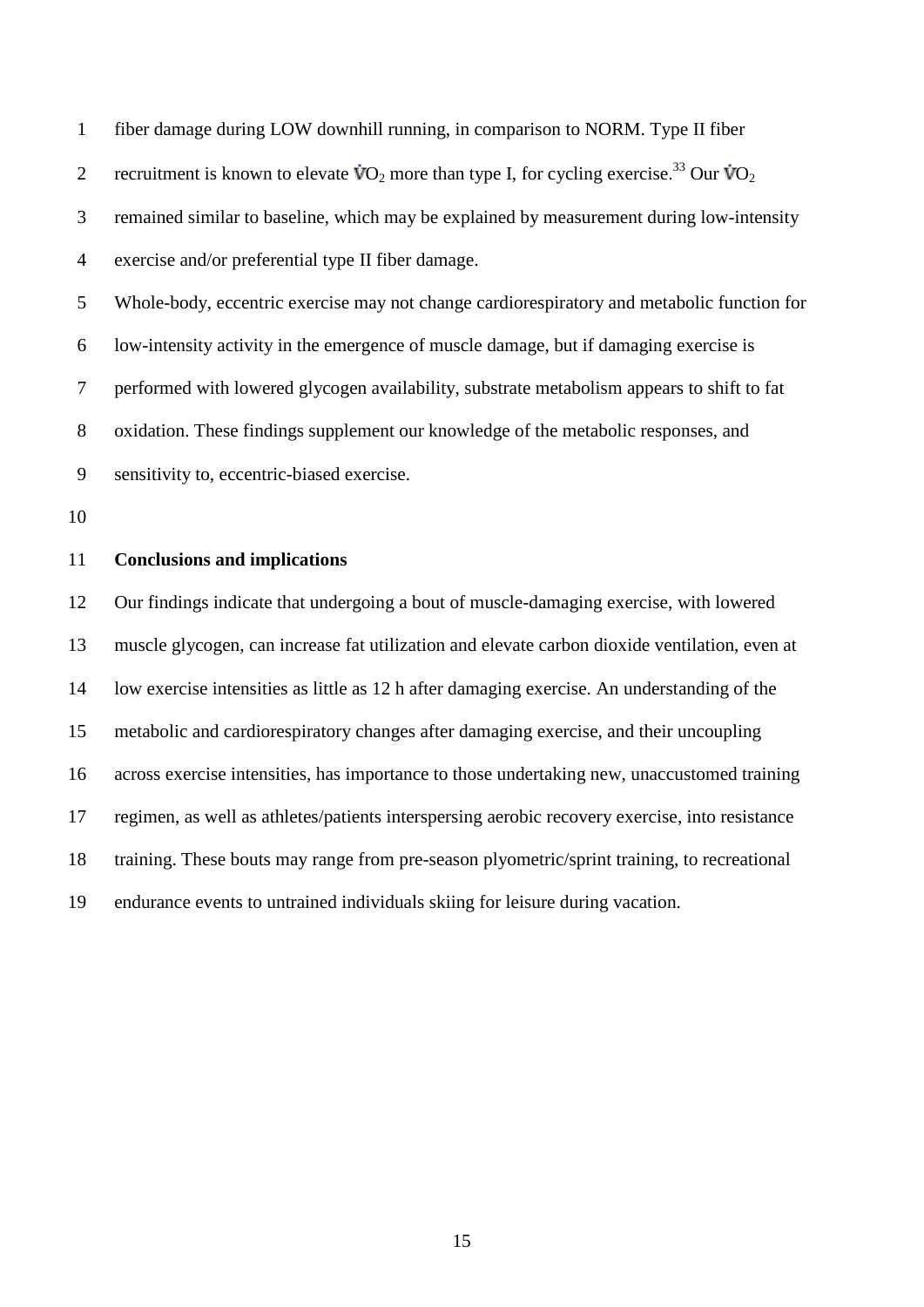fiber damage during LOW downhill running, in comparison to NORM. Type II fiber recruitment is known to elevate $\dot{V}O_2$ more than type I, for cycling exercise.[33] Our $\dot{V}O_2$ remained similar to baseline, which may be explained by measurement during low-intensity exercise and/or preferential type II fiber damage.

Whole-body, eccentric exercise may not change cardiorespiratory and metabolic function for low-intensity activity in the emergence of muscle damage, but if damaging exercise is performed with lowered glycogen availability, substrate metabolism appears to shift to fat oxidation. These findings supplement our knowledge of the metabolic responses, and sensitivity to, eccentric-biased exercise.

## Conclusions and implications

Our findings indicate that undergoing a bout of muscle-damaging exercise, with lowered muscle glycogen, can increase fat utilization and elevate carbon dioxide ventilation, even at low exercise intensities as little as 12 h after damaging exercise. An understanding of the metabolic and cardiorespiratory changes after damaging exercise, and their uncoupling across exercise intensities, has importance to those undertaking new, unaccustomed training regimen, as well as athletes/patients interspersing aerobic recovery exercise, into resistance training. These bouts may range from pre-season plyometric/sprint training, to recreational endurance events to untrained individuals skiing for leisure during vacation.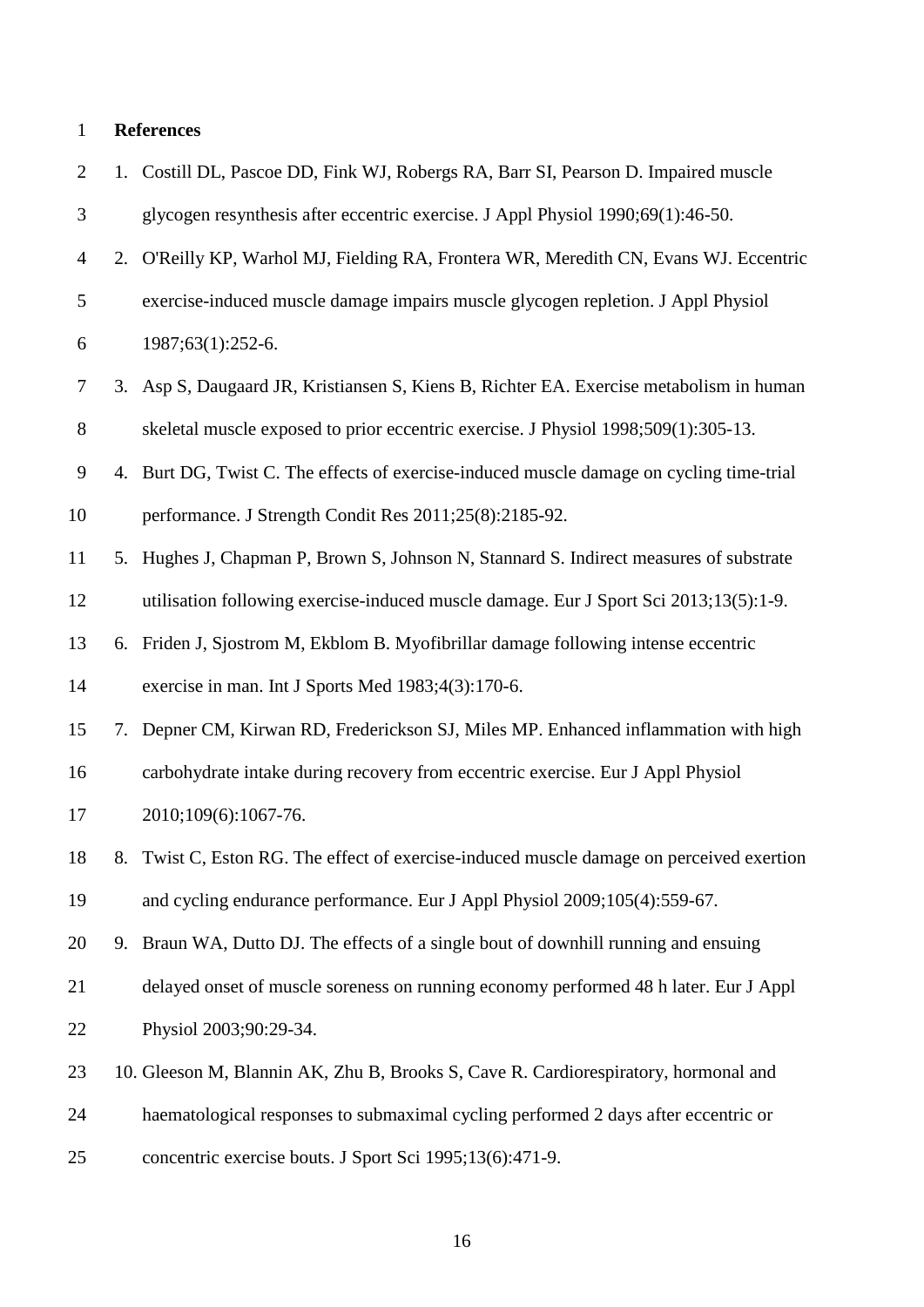## References

1. Costill DL, Pascoe DD, Fink WJ, Robergs RA, Barr SI, Pearson D. Impaired muscle glycogen resynthesis after eccentric exercise. J Appl Physiol 1990;69(1):46-50.
2. O'Reilly KP, Warhol MJ, Fielding RA, Frontera WR, Meredith CN, Evans WJ. Eccentric exercise-induced muscle damage impairs muscle glycogen repletion. J Appl Physiol 1987;63(1):252-6.
3. Asp S, Daugaard JR, Kristiansen S, Kiens B, Richter EA. Exercise metabolism in human skeletal muscle exposed to prior eccentric exercise. J Physiol 1998;509(1):305-13.
4. Burt DG, Twist C. The effects of exercise-induced muscle damage on cycling time-trial performance. J Strength Condit Res 2011;25(8):2185-92.
5. Hughes J, Chapman P, Brown S, Johnson N, Stannard S. Indirect measures of substrate utilisation following exercise-induced muscle damage. Eur J Sport Sci 2013;13(5):1-9.
6. Friden J, Sjostrom M, Ekblom B. Myofibrillar damage following intense eccentric exercise in man. Int J Sports Med 1983;4(3):170-6.
7. Depner CM, Kirwan RD, Frederickson SJ, Miles MP. Enhanced inflammation with high carbohydrate intake during recovery from eccentric exercise. Eur J Appl Physiol 2010;109(6):1067-76.
8. Twist C, Eston RG. The effect of exercise-induced muscle damage on perceived exertion and cycling endurance performance. Eur J Appl Physiol 2009;105(4):559-67.
9. Braun WA, Dutto DJ. The effects of a single bout of downhill running and ensuing delayed onset of muscle soreness on running economy performed 48 h later. Eur J Appl Physiol 2003;90:29-34.
10. Gleeson M, Blannin AK, Zhu B, Brooks S, Cave R. Cardiorespiratory, hormonal and haematological responses to submaximal cycling performed 2 days after eccentric or concentric exercise bouts. J Sport Sci 1995;13(6):471-9.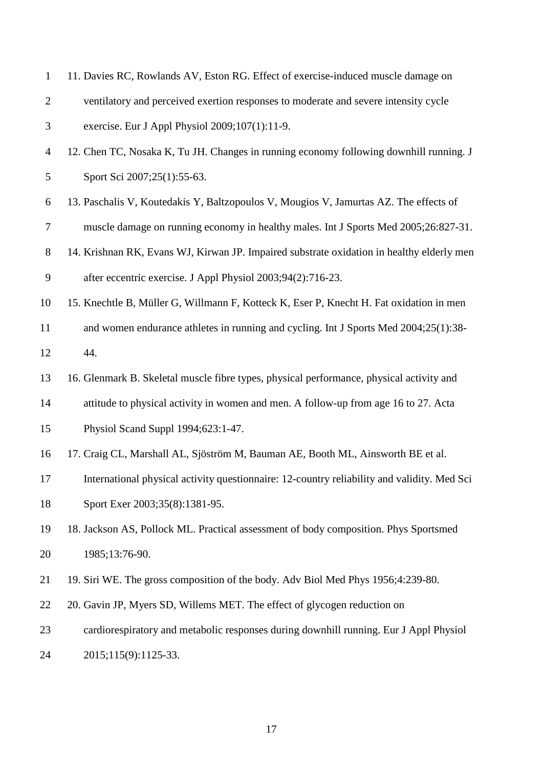11. Davies RC, Rowlands AV, Eston RG. Effect of exercise-induced muscle damage on ventilatory and perceived exertion responses to moderate and severe intensity cycle exercise. Eur J Appl Physiol 2009;107(1):11-9.
12. Chen TC, Nosaka K, Tu JH. Changes in running economy following downhill running. J Sport Sci 2007;25(1):55-63.
13. Paschalis V, Koutedakis Y, Baltzopoulos V, Mougios V, Jamurtas AZ. The effects of muscle damage on running economy in healthy males. Int J Sports Med 2005;26:827-31.
14. Krishnan RK, Evans WJ, Kirwan JP. Impaired substrate oxidation in healthy elderly men after eccentric exercise. J Appl Physiol 2003;94(2):716-23.
15. Knechtle B, Müller G, Willmann F, Kotteck K, Eser P, Knecht H. Fat oxidation in men and women endurance athletes in running and cycling. Int J Sports Med 2004;25(1):38-44.
16. Glenmark B. Skeletal muscle fibre types, physical performance, physical activity and attitude to physical activity in women and men. A follow-up from age 16 to 27. Acta Physiol Scand Suppl 1994;623:1-47.
17. Craig CL, Marshall AL, Sjöström M, Bauman AE, Booth ML, Ainsworth BE et al. International physical activity questionnaire: 12-country reliability and validity. Med Sci Sport Exer 2003;35(8):1381-95.
18. Jackson AS, Pollock ML. Practical assessment of body composition. Phys Sportsmed 1985;13:76-90.
19. Siri WE. The gross composition of the body. Adv Biol Med Phys 1956;4:239-80.
20. Gavin JP, Myers SD, Willems MET. The effect of glycogen reduction on cardiorespiratory and metabolic responses during downhill running. Eur J Appl Physiol 2015;115(9):1125-33.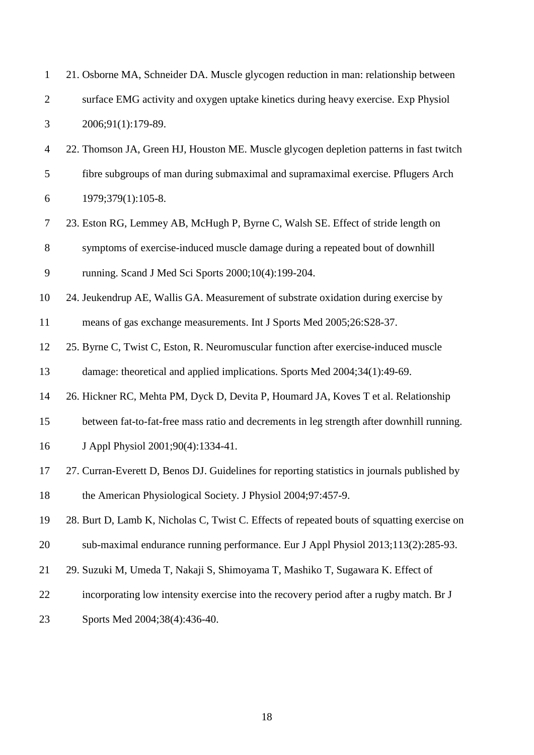21. Osborne MA, Schneider DA. Muscle glycogen reduction in man: relationship between surface EMG activity and oxygen uptake kinetics during heavy exercise. Exp Physiol 2006;91(1):179-89.
22. Thomson JA, Green HJ, Houston ME. Muscle glycogen depletion patterns in fast twitch fibre subgroups of man during submaximal and supramaximal exercise. Pflugers Arch 1979;379(1):105-8.
23. Eston RG, Lemmey AB, McHugh P, Byrne C, Walsh SE. Effect of stride length on symptoms of exercise-induced muscle damage during a repeated bout of downhill running. Scand J Med Sci Sports 2000;10(4):199-204.
24. Jeukendrup AE, Wallis GA. Measurement of substrate oxidation during exercise by means of gas exchange measurements. Int J Sports Med 2005;26:S28-37.
25. Byrne C, Twist C, Eston, R. Neuromuscular function after exercise-induced muscle damage: theoretical and applied implications. Sports Med 2004;34(1):49-69.
26. Hickner RC, Mehta PM, Dyck D, Devita P, Houmard JA, Koves T et al. Relationship between fat-to-fat-free mass ratio and decrements in leg strength after downhill running. J Appl Physiol 2001;90(4):1334-41.
27. Curran-Everett D, Benos DJ. Guidelines for reporting statistics in journals published by the American Physiological Society. J Physiol 2004;97:457-9.
28. Burt D, Lamb K, Nicholas C, Twist C. Effects of repeated bouts of squatting exercise on sub-maximal endurance running performance. Eur J Appl Physiol 2013;113(2):285-93.
29. Suzuki M, Umeda T, Nakaji S, Shimoyama T, Mashiko T, Sugawara K. Effect of incorporating low intensity exercise into the recovery period after a rugby match. Br J Sports Med 2004;38(4):436-40.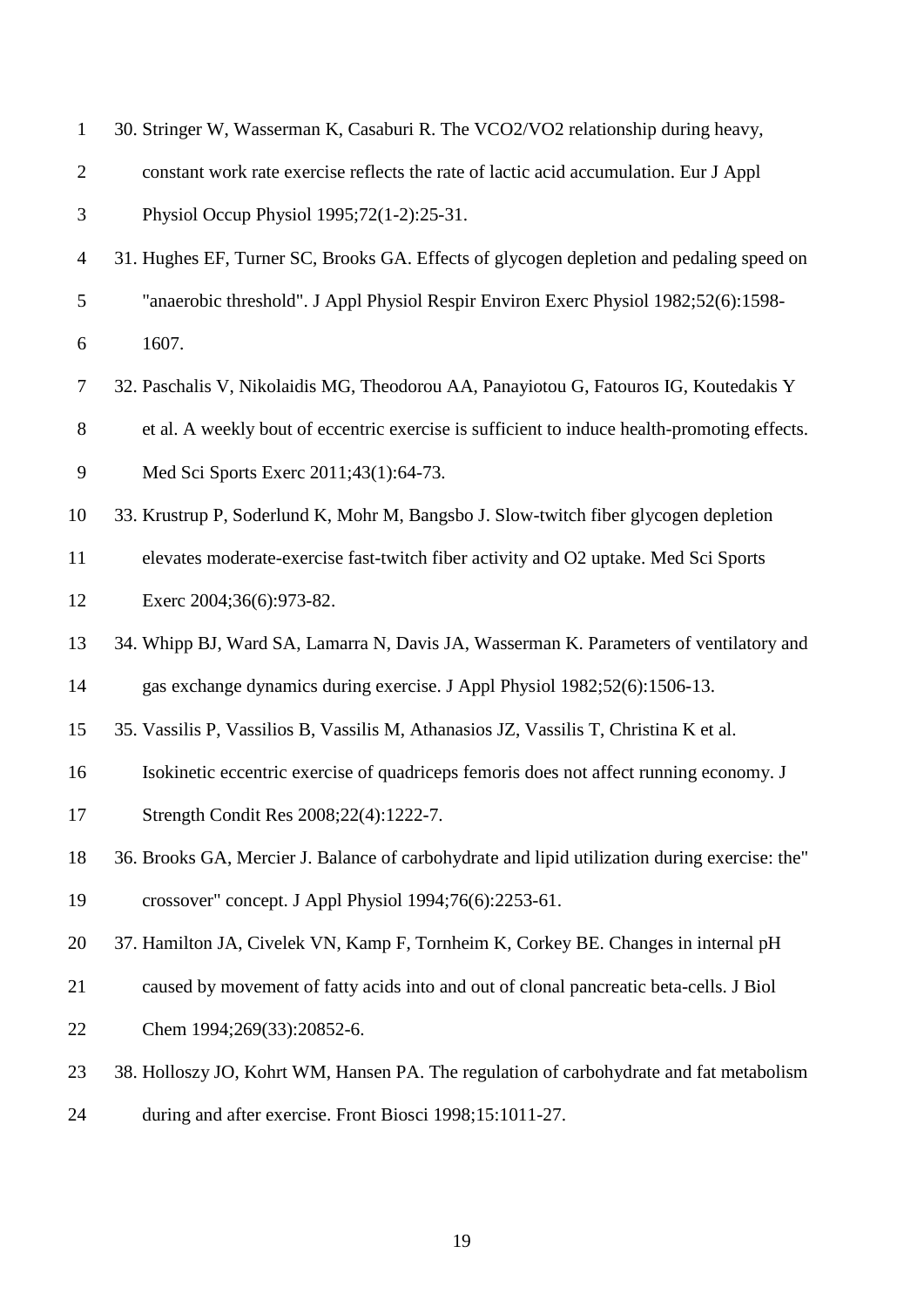30. Stringer W, Wasserman K, Casaburi R. The VCO2/VO2 relationship during heavy, constant work rate exercise reflects the rate of lactic acid accumulation. Eur J Appl Physiol Occup Physiol 1995;72(1-2):25-31.
31. Hughes EF, Turner SC, Brooks GA. Effects of glycogen depletion and pedaling speed on "anaerobic threshold". J Appl Physiol Respir Environ Exerc Physiol 1982;52(6):1598-1607.
32. Paschalis V, Nikolaidis MG, Theodorou AA, Panayiotou G, Fatouros IG, Koutedakis Y et al. A weekly bout of eccentric exercise is sufficient to induce health-promoting effects. Med Sci Sports Exerc 2011;43(1):64-73.
33. Krustrup P, Soderlund K, Mohr M, Bangsbo J. Slow-twitch fiber glycogen depletion elevates moderate-exercise fast-twitch fiber activity and O2 uptake. Med Sci Sports Exerc 2004;36(6):973-82.
34. Whipp BJ, Ward SA, Lamarra N, Davis JA, Wasserman K. Parameters of ventilatory and gas exchange dynamics during exercise. J Appl Physiol 1982;52(6):1506-13.
35. Vassilis P, Vassilios B, Vassilis M, Athanasios JZ, Vassilis T, Christina K et al. Isokinetic eccentric exercise of quadriceps femoris does not affect running economy. J Strength Condit Res 2008;22(4):1222-7.
36. Brooks GA, Mercier J. Balance of carbohydrate and lipid utilization during exercise: the" crossover" concept. J Appl Physiol 1994;76(6):2253-61.
37. Hamilton JA, Civelek VN, Kamp F, Tornheim K, Corkey BE. Changes in internal pH caused by movement of fatty acids into and out of clonal pancreatic beta-cells. J Biol Chem 1994;269(33):20852-6.
38. Holloszy JO, Kohrt WM, Hansen PA. The regulation of carbohydrate and fat metabolism during and after exercise. Front Biosci 1998;15:1011-27.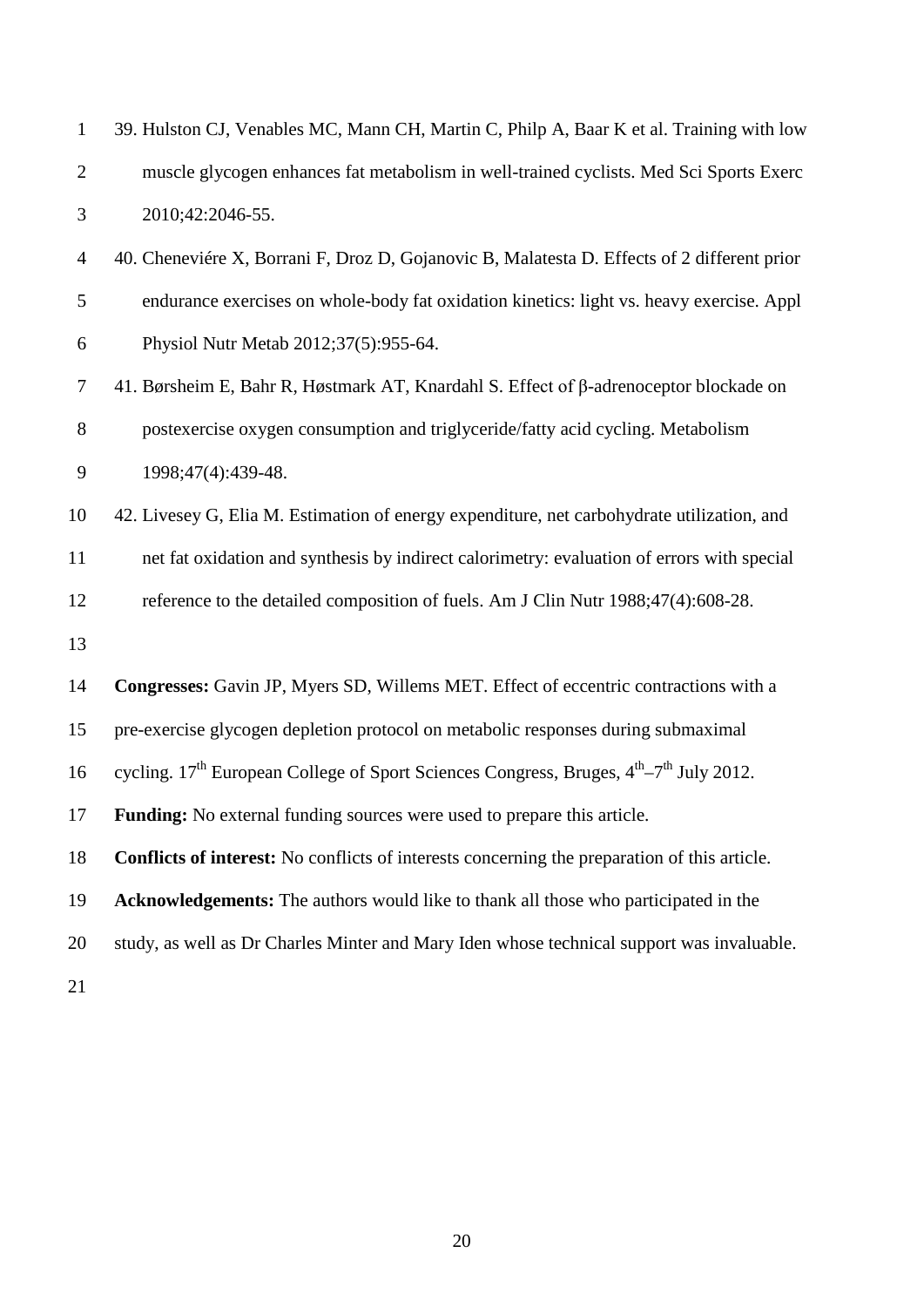39. Hulston CJ, Venables MC, Mann CH, Martin C, Philp A, Baar K et al. Training with low muscle glycogen enhances fat metabolism in well-trained cyclists. Med Sci Sports Exerc 2010;42:2046-55.
40. Cheneviére X, Borrani F, Droz D, Gojanovic B, Malatesta D. Effects of 2 different prior endurance exercises on whole-body fat oxidation kinetics: light vs. heavy exercise. Appl Physiol Nutr Metab 2012;37(5):955-64.
41. Børsheim E, Bahr R, Høstmark AT, Knardahl S. Effect of β-adrenoceptor blockade on postexercise oxygen consumption and triglyceride/fatty acid cycling. Metabolism 1998;47(4):439-48.
42. Livesey G, Elia M. Estimation of energy expenditure, net carbohydrate utilization, and net fat oxidation and synthesis by indirect calorimetry: evaluation of errors with special reference to the detailed composition of fuels. Am J Clin Nutr 1988;47(4):608-28.

**Congresses:** Gavin JP, Myers SD, Willems MET. Effect of eccentric contractions with a pre-exercise glycogen depletion protocol on metabolic responses during submaximal cycling. 17$^{th}$ European College of Sport Sciences Congress, Bruges, 4$^{th}$–7$^{th}$ July 2012.

**Funding:** No external funding sources were used to prepare this article.

**Conflicts of interest:** No conflicts of interests concerning the preparation of this article.

**Acknowledgements:** The authors would like to thank all those who participated in the study, as well as Dr Charles Minter and Mary Iden whose technical support was invaluable.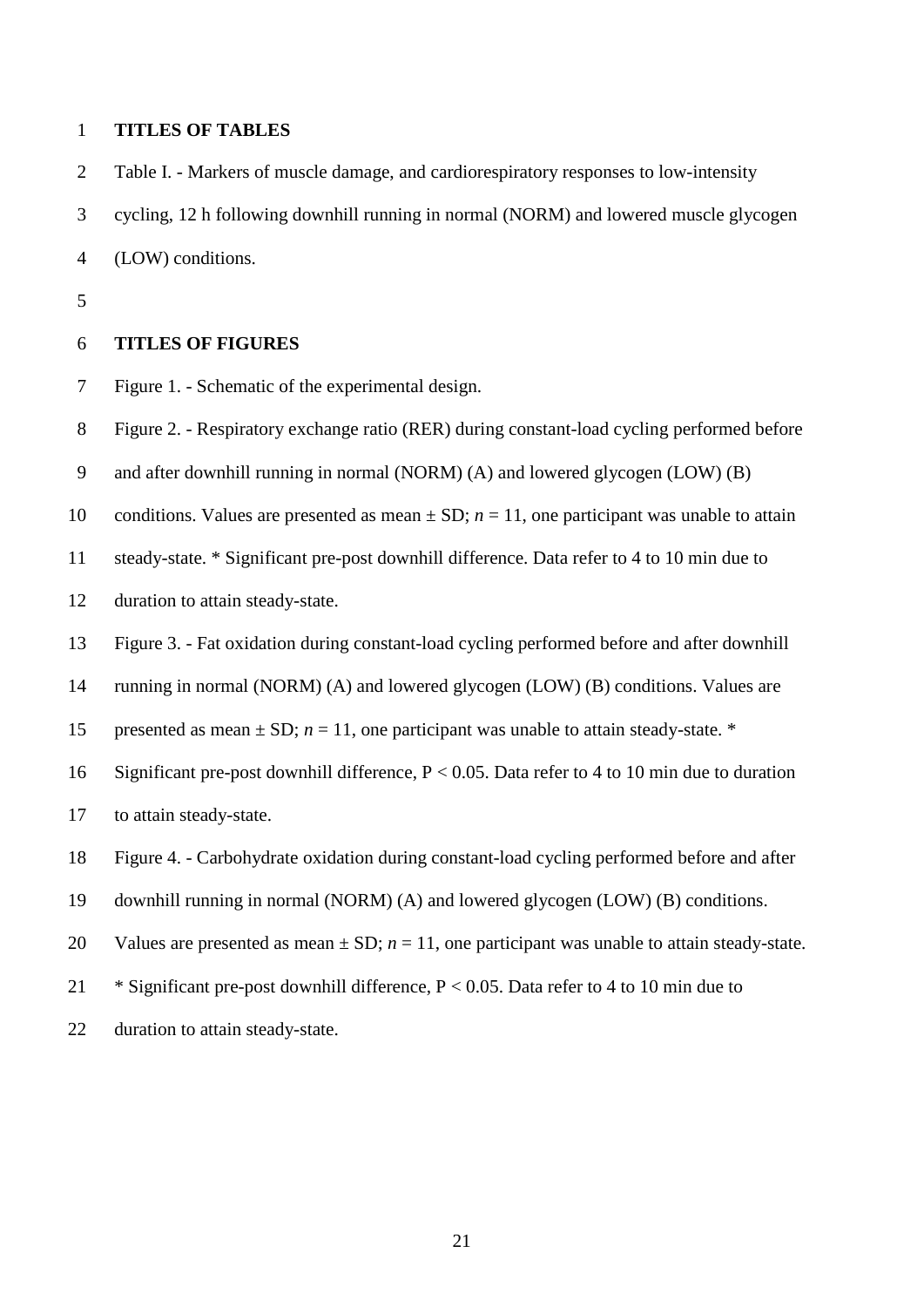## TITLES OF TABLES

Table I. - Markers of muscle damage, and cardiorespiratory responses to low-intensity cycling, 12 h following downhill running in normal (NORM) and lowered muscle glycogen (LOW) conditions.

## TITLES OF FIGURES

Figure 1. - Schematic of the experimental design.

Figure 2. - Respiratory exchange ratio (RER) during constant-load cycling performed before and after downhill running in normal (NORM) (A) and lowered glycogen (LOW) (B) conditions. Values are presented as mean ± SD; $n = 11$, one participant was unable to attain steady-state. * Significant pre-post downhill difference. Data refer to 4 to 10 min due to duration to attain steady-state.

Figure 3. - Fat oxidation during constant-load cycling performed before and after downhill running in normal (NORM) (A) and lowered glycogen (LOW) (B) conditions. Values are presented as mean ± SD; $n = 11$, one participant was unable to attain steady-state. * Significant pre-post downhill difference, $P < 0.05$. Data refer to 4 to 10 min due to duration to attain steady-state.

Figure 4. - Carbohydrate oxidation during constant-load cycling performed before and after downhill running in normal (NORM) (A) and lowered glycogen (LOW) (B) conditions. Values are presented as mean ± SD; $n = 11$, one participant was unable to attain steady-state. * Significant pre-post downhill difference, $P < 0.05$. Data refer to 4 to 10 min due to duration to attain steady-state.